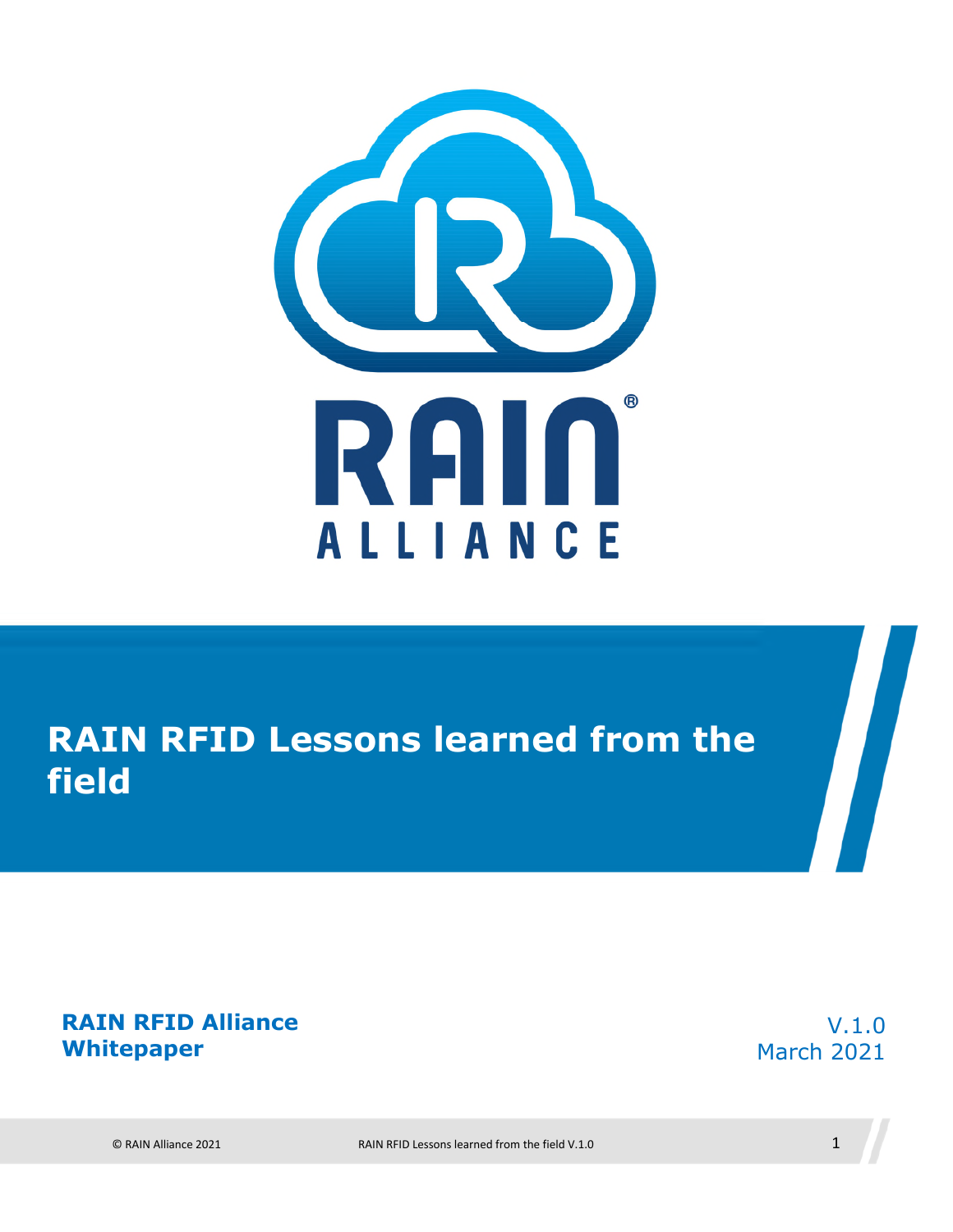RAIN ALLIANCE

# RAIN RFID Lessons learned from the field

**RAIN RFID Alliance Whitepaper**

V.1.0
March 2021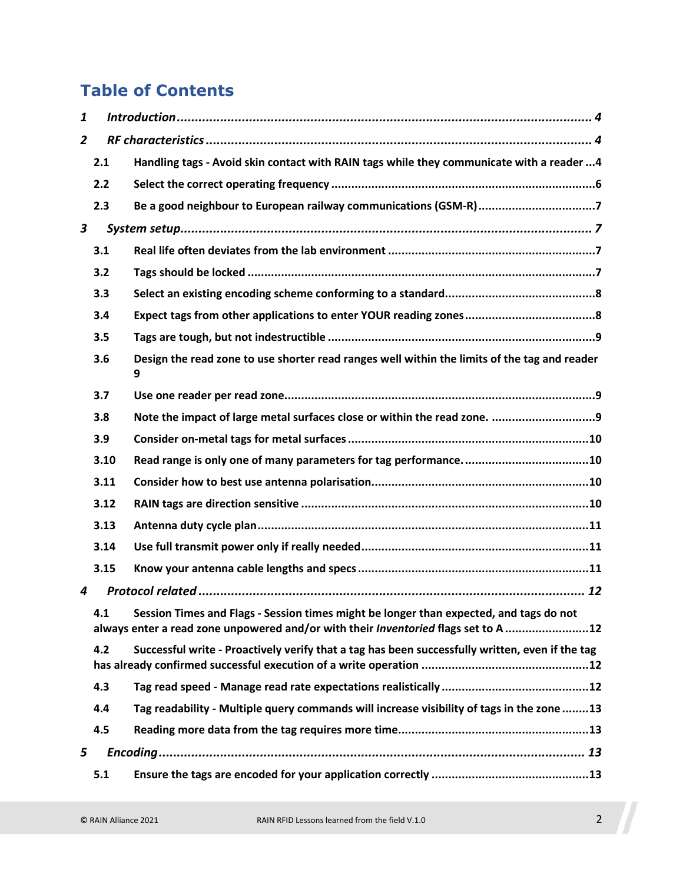# Table of Contents

*1 Introduction* ........ *4*

*2 RF characteristics* ........ *4*

- **2.1 Handling tags - Avoid skin contact with RAIN tags while they communicate with a reader** ........ 4
- **2.2 Select the correct operating frequency** ........ 6
- **2.3 Be a good neighbour to European railway communications (GSM-R)** ........ 7

*3 System setup* ........ *7*

- **3.1 Real life often deviates from the lab environment** ........ 7
- **3.2 Tags should be locked** ........ 7
- **3.3 Select an existing encoding scheme conforming to a standard** ........ 8
- **3.4 Expect tags from other applications to enter YOUR reading zones** ........ 8
- **3.5 Tags are tough, but not indestructible** ........ 9
- **3.6 Design the read zone to use shorter read ranges well within the limits of the tag and reader** 9
- **3.7 Use one reader per read zone** ........ 9
- **3.8 Note the impact of large metal surfaces close or within the read zone.** ........ 9
- **3.9 Consider on-metal tags for metal surfaces** ........ 10
- **3.10 Read range is only one of many parameters for tag performance.** ........ 10
- **3.11 Consider how to best use antenna polarisation** ........ 10
- **3.12 RAIN tags are direction sensitive** ........ 10
- **3.13 Antenna duty cycle plan** ........ 11
- **3.14 Use full transmit power only if really needed** ........ 11
- **3.15 Know your antenna cable lengths and specs** ........ 11

*4 Protocol related* ........ *12*

- **4.1 Session Times and Flags - Session times might be longer than expected, and tags do not always enter a read zone unpowered and/or with their *Inventoried* flags set to A** ........ 12
- **4.2 Successful write - Proactively verify that a tag has been successfully written, even if the tag has already confirmed successful execution of a write operation** ........ 12
- **4.3 Tag read speed - Manage read rate expectations realistically** ........ 12
- **4.4 Tag readability - Multiple query commands will increase visibility of tags in the zone** ........ 13
- **4.5 Reading more data from the tag requires more time** ........ 13

*5 Encoding* ........ *13*

- **5.1 Ensure the tags are encoded for your application correctly** ........ 13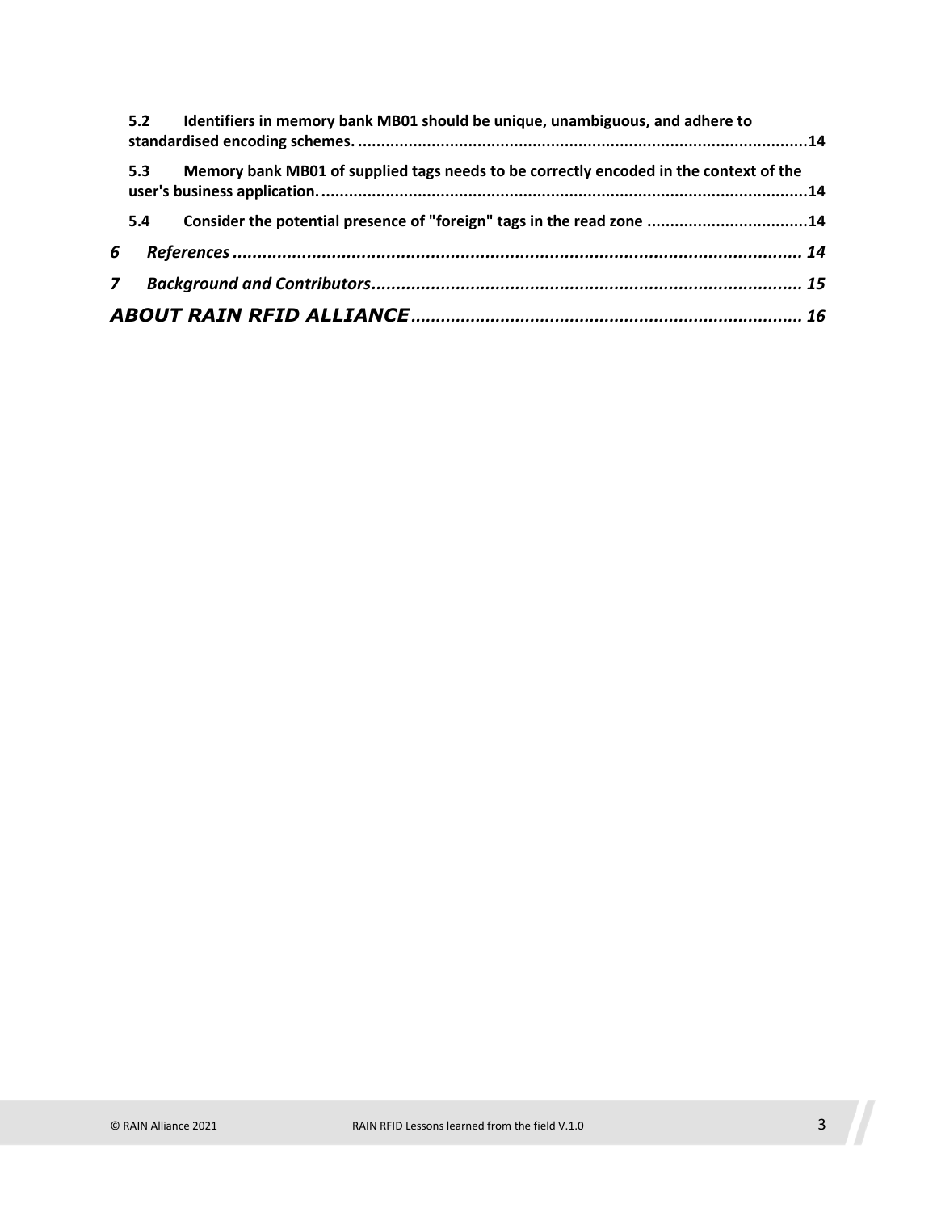**5.2 Identifiers in memory bank MB01 should be unique, unambiguous, and adhere to standardised encoding schemes. ....................................................................................................14**

**5.3 Memory bank MB01 of supplied tags needs to be correctly encoded in the context of the user's business application. .........................................................................................................14**

**5.4 Consider the potential presence of "foreign" tags in the read zone ...................................14**

***6 References ................................................................................................................... 14***

***7 Background and Contributors ...................................................................................... 15***

***ABOUT RAIN RFID ALLIANCE .............................................................................. 16***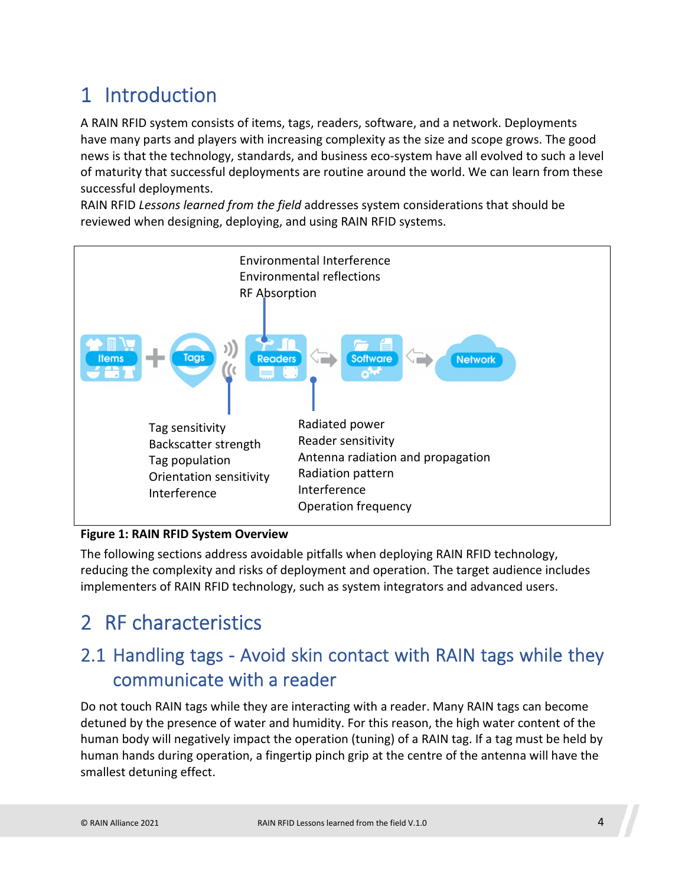# 1 Introduction

A RAIN RFID system consists of items, tags, readers, software, and a network. Deployments have many parts and players with increasing complexity as the size and scope grows. The good news is that the technology, standards, and business eco-system have all evolved to such a level of maturity that successful deployments are routine around the world. We can learn from these successful deployments.

RAIN RFID *Lessons learned from the field* addresses system considerations that should be reviewed when designing, deploying, and using RAIN RFID systems.

Environmental Interference
Environmental reflections
RF Absorption

Items + Tags → Readers ⇄ Software ⇄ Network

Tag sensitivity
Backscatter strength
Tag population
Orientation sensitivity
Interference

Radiated power
Reader sensitivity
Antenna radiation and propagation
Radiation pattern
Interference
Operation frequency

**Figure 1: RAIN RFID System Overview**

The following sections address avoidable pitfalls when deploying RAIN RFID technology, reducing the complexity and risks of deployment and operation. The target audience includes implementers of RAIN RFID technology, such as system integrators and advanced users.

# 2 RF characteristics

## 2.1 Handling tags - Avoid skin contact with RAIN tags while they communicate with a reader

Do not touch RAIN tags while they are interacting with a reader. Many RAIN tags can become detuned by the presence of water and humidity. For this reason, the high water content of the human body will negatively impact the operation (tuning) of a RAIN tag. If a tag must be held by human hands during operation, a fingertip pinch grip at the centre of the antenna will have the smallest detuning effect.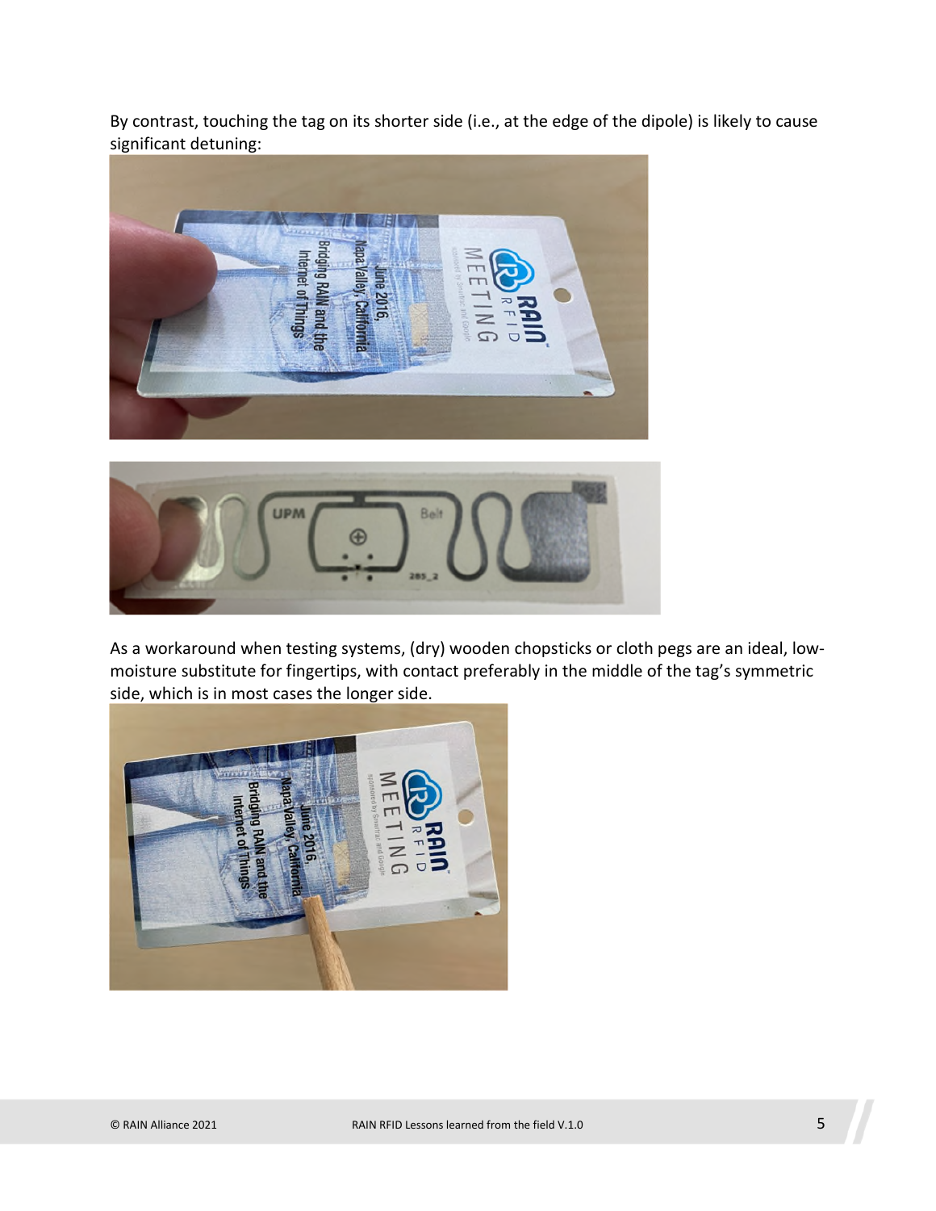By contrast, touching the tag on its shorter side (i.e., at the edge of the dipole) is likely to cause significant detuning:

As a workaround when testing systems, (dry) wooden chopsticks or cloth pegs are an ideal, low-moisture substitute for fingertips, with contact preferably in the middle of the tag's symmetric side, which is in most cases the longer side.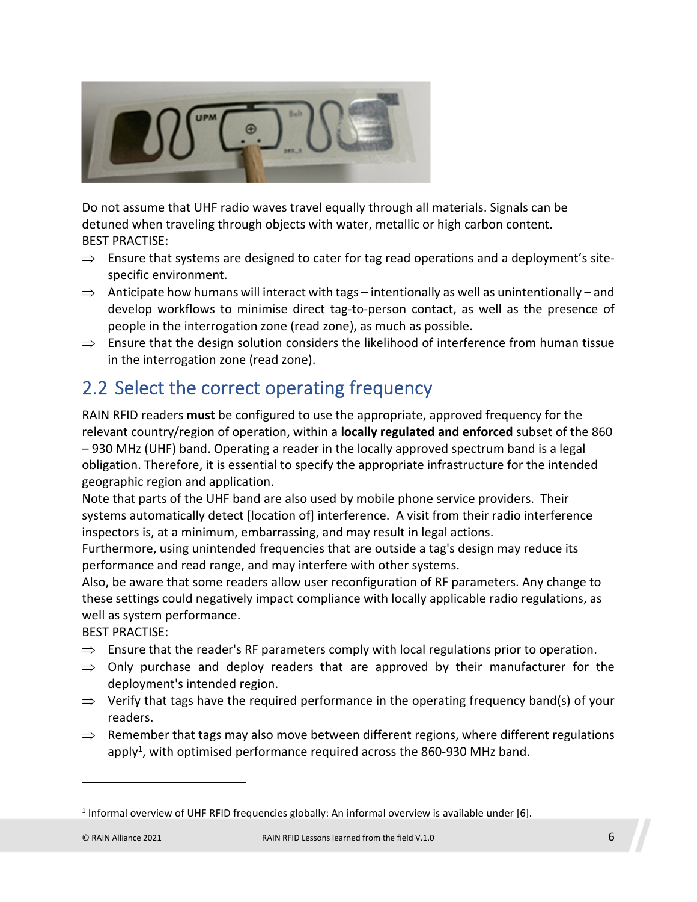Do not assume that UHF radio waves travel equally through all materials. Signals can be detuned when traveling through objects with water, metallic or high carbon content.

BEST PRACTISE:

- ⇒ Ensure that systems are designed to cater for tag read operations and a deployment's site-specific environment.
- ⇒ Anticipate how humans will interact with tags – intentionally as well as unintentionally – and develop workflows to minimise direct tag-to-person contact, as well as the presence of people in the interrogation zone (read zone), as much as possible.
- ⇒ Ensure that the design solution considers the likelihood of interference from human tissue in the interrogation zone (read zone).

## 2.2 Select the correct operating frequency

RAIN RFID readers **must** be configured to use the appropriate, approved frequency for the relevant country/region of operation, within a **locally regulated and enforced** subset of the 860 – 930 MHz (UHF) band. Operating a reader in the locally approved spectrum band is a legal obligation. Therefore, it is essential to specify the appropriate infrastructure for the intended geographic region and application.

Note that parts of the UHF band are also used by mobile phone service providers. Their systems automatically detect [location of] interference. A visit from their radio interference inspectors is, at a minimum, embarrassing, and may result in legal actions.

Furthermore, using unintended frequencies that are outside a tag's design may reduce its performance and read range, and may interfere with other systems.

Also, be aware that some readers allow user reconfiguration of RF parameters. Any change to these settings could negatively impact compliance with locally applicable radio regulations, as well as system performance.

BEST PRACTISE:

- ⇒ Ensure that the reader's RF parameters comply with local regulations prior to operation.
- ⇒ Only purchase and deploy readers that are approved by their manufacturer for the deployment's intended region.
- ⇒ Verify that tags have the required performance in the operating frequency band(s) of your readers.
- ⇒ Remember that tags may also move between different regions, where different regulations apply[1], with optimised performance required across the 860-930 MHz band.

---

[1] Informal overview of UHF RFID frequencies globally: An informal overview is available under [6].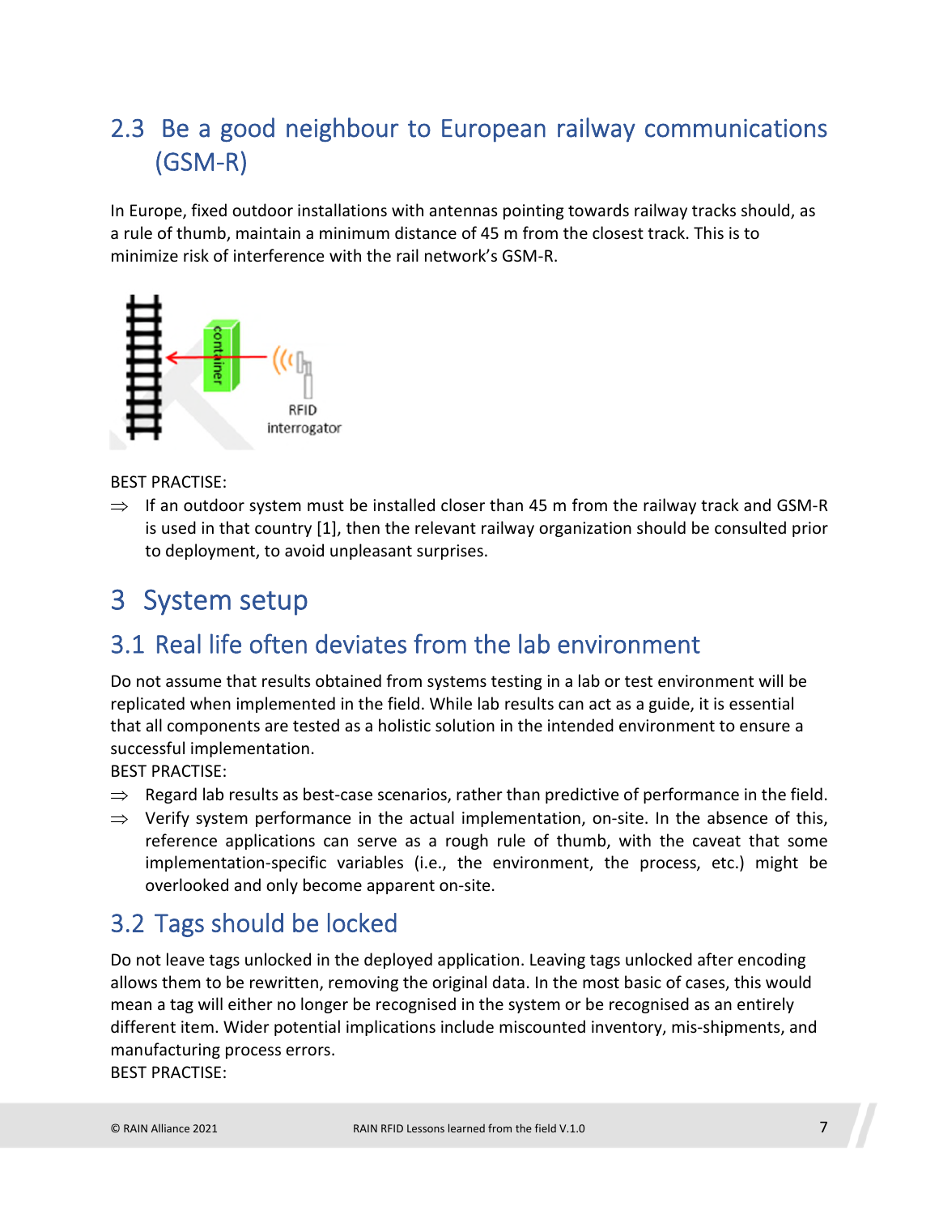## 2.3 Be a good neighbour to European railway communications (GSM-R)

In Europe, fixed outdoor installations with antennas pointing towards railway tracks should, as a rule of thumb, maintain a minimum distance of 45 m from the closest track. This is to minimize risk of interference with the rail network's GSM-R.

BEST PRACTISE:

⇒ If an outdoor system must be installed closer than 45 m from the railway track and GSM-R is used in that country [1], then the relevant railway organization should be consulted prior to deployment, to avoid unpleasant surprises.

# 3 System setup

## 3.1 Real life often deviates from the lab environment

Do not assume that results obtained from systems testing in a lab or test environment will be replicated when implemented in the field. While lab results can act as a guide, it is essential that all components are tested as a holistic solution in the intended environment to ensure a successful implementation.

BEST PRACTISE:

⇒ Regard lab results as best-case scenarios, rather than predictive of performance in the field.

⇒ Verify system performance in the actual implementation, on-site. In the absence of this, reference applications can serve as a rough rule of thumb, with the caveat that some implementation-specific variables (i.e., the environment, the process, etc.) might be overlooked and only become apparent on-site.

## 3.2 Tags should be locked

Do not leave tags unlocked in the deployed application. Leaving tags unlocked after encoding allows them to be rewritten, removing the original data. In the most basic of cases, this would mean a tag will either no longer be recognised in the system or be recognised as an entirely different item. Wider potential implications include miscounted inventory, mis-shipments, and manufacturing process errors.

BEST PRACTISE: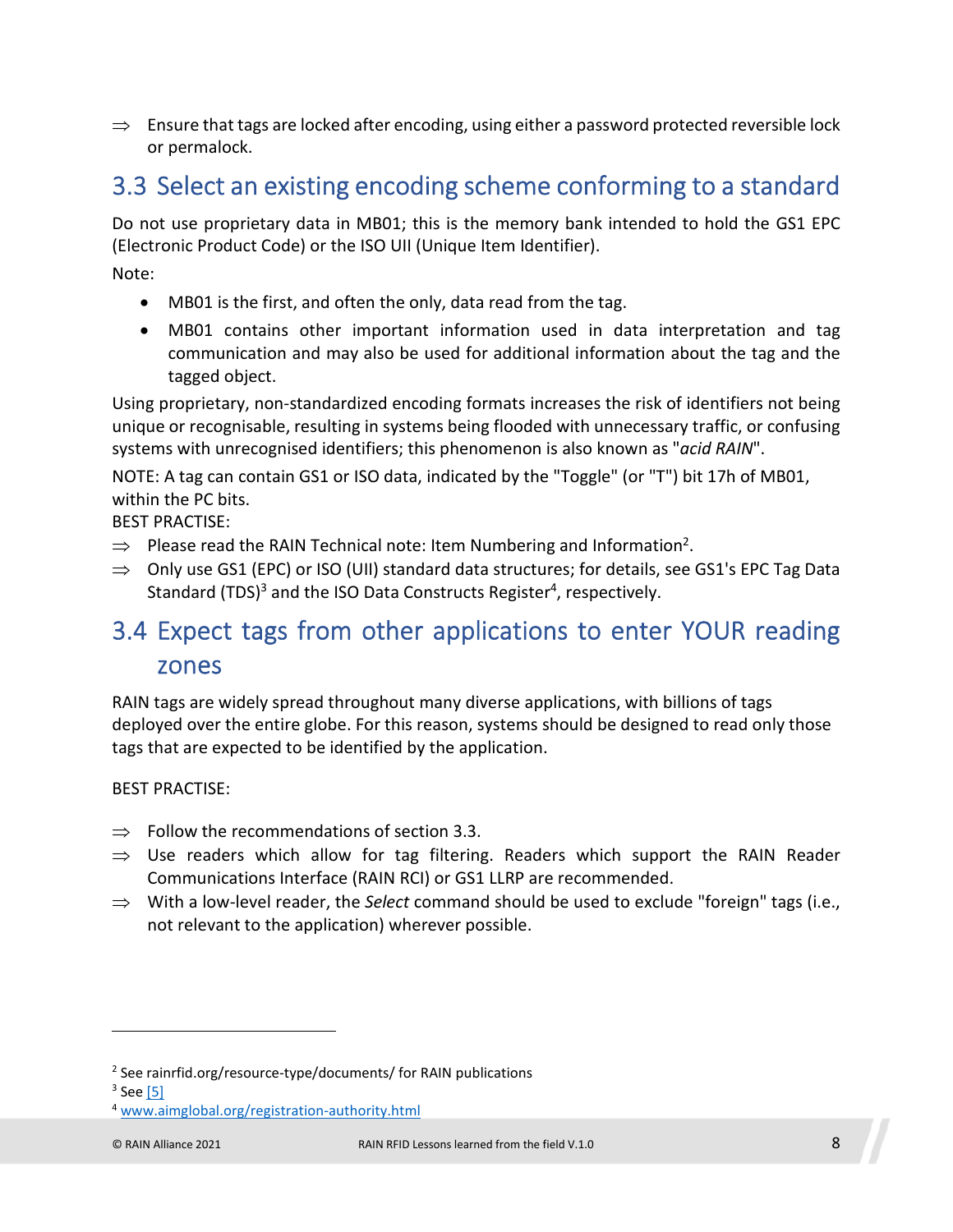⇒ Ensure that tags are locked after encoding, using either a password protected reversible lock or permalock.

## 3.3 Select an existing encoding scheme conforming to a standard

Do not use proprietary data in MB01; this is the memory bank intended to hold the GS1 EPC (Electronic Product Code) or the ISO UII (Unique Item Identifier).

Note:

- MB01 is the first, and often the only, data read from the tag.
- MB01 contains other important information used in data interpretation and tag communication and may also be used for additional information about the tag and the tagged object.

Using proprietary, non-standardized encoding formats increases the risk of identifiers not being unique or recognisable, resulting in systems being flooded with unnecessary traffic, or confusing systems with unrecognised identifiers; this phenomenon is also known as "*acid RAIN*".

NOTE: A tag can contain GS1 or ISO data, indicated by the "Toggle" (or "T") bit 17h of MB01, within the PC bits.

BEST PRACTISE:

⇒ Please read the RAIN Technical note: Item Numbering and Information[2].

⇒ Only use GS1 (EPC) or ISO (UII) standard data structures; for details, see GS1's EPC Tag Data Standard (TDS)[3] and the ISO Data Constructs Register[4], respectively.

## 3.4 Expect tags from other applications to enter YOUR reading zones

RAIN tags are widely spread throughout many diverse applications, with billions of tags deployed over the entire globe. For this reason, systems should be designed to read only those tags that are expected to be identified by the application.

BEST PRACTISE:

⇒ Follow the recommendations of section 3.3.

⇒ Use readers which allow for tag filtering. Readers which support the RAIN Reader Communications Interface (RAIN RCI) or GS1 LLRP are recommended.

⇒ With a low-level reader, the *Select* command should be used to exclude "foreign" tags (i.e., not relevant to the application) wherever possible.

---

[2] See rainrfid.org/resource-type/documents/ for RAIN publications

[3] See [5]

[4] www.aimglobal.org/registration-authority.html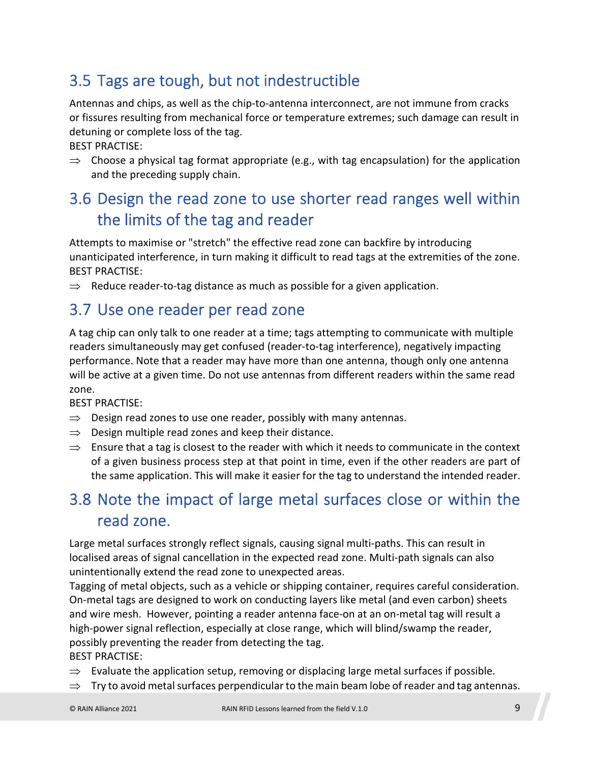## 3.5 Tags are tough, but not indestructible

Antennas and chips, as well as the chip-to-antenna interconnect, are not immune from cracks or fissures resulting from mechanical force or temperature extremes; such damage can result in detuning or complete loss of the tag.
BEST PRACTISE:

⇒ Choose a physical tag format appropriate (e.g., with tag encapsulation) for the application and the preceding supply chain.

## 3.6 Design the read zone to use shorter read ranges well within the limits of the tag and reader

Attempts to maximise or "stretch" the effective read zone can backfire by introducing unanticipated interference, in turn making it difficult to read tags at the extremities of the zone.
BEST PRACTISE:

⇒ Reduce reader-to-tag distance as much as possible for a given application.

## 3.7 Use one reader per read zone

A tag chip can only talk to one reader at a time; tags attempting to communicate with multiple readers simultaneously may get confused (reader-to-tag interference), negatively impacting performance. Note that a reader may have more than one antenna, though only one antenna will be active at a given time. Do not use antennas from different readers within the same read zone.
BEST PRACTISE:

⇒ Design read zones to use one reader, possibly with many antennas.

⇒ Design multiple read zones and keep their distance.

⇒ Ensure that a tag is closest to the reader with which it needs to communicate in the context of a given business process step at that point in time, even if the other readers are part of the same application. This will make it easier for the tag to understand the intended reader.

## 3.8 Note the impact of large metal surfaces close or within the read zone.

Large metal surfaces strongly reflect signals, causing signal multi-paths. This can result in localised areas of signal cancellation in the expected read zone. Multi-path signals can also unintentionally extend the read zone to unexpected areas.
Tagging of metal objects, such as a vehicle or shipping container, requires careful consideration. On-metal tags are designed to work on conducting layers like metal (and even carbon) sheets and wire mesh. However, pointing a reader antenna face-on at an on-metal tag will result a high-power signal reflection, especially at close range, which will blind/swamp the reader, possibly preventing the reader from detecting the tag.
BEST PRACTISE:

⇒ Evaluate the application setup, removing or displacing large metal surfaces if possible.

⇒ Try to avoid metal surfaces perpendicular to the main beam lobe of reader and tag antennas.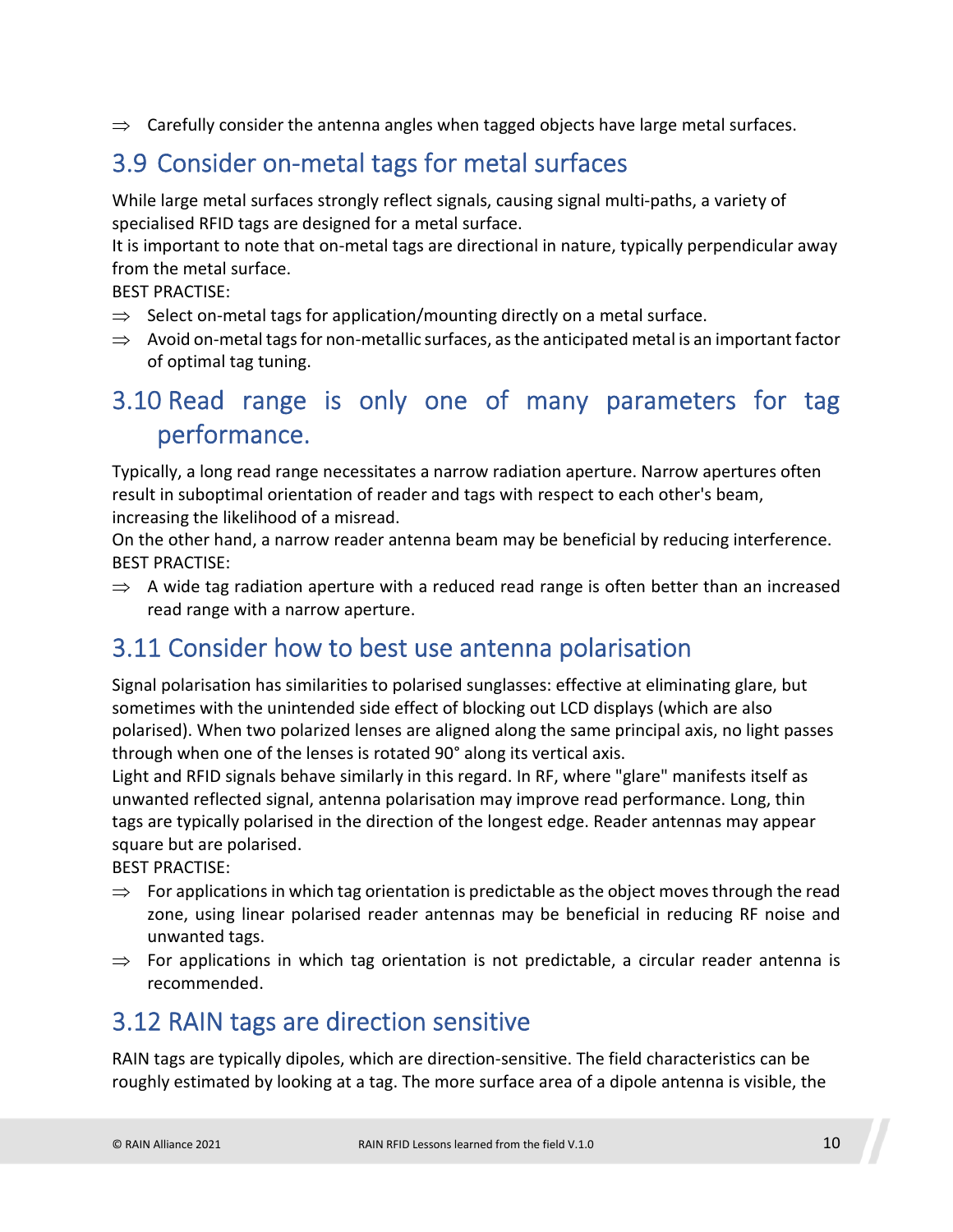⇒ Carefully consider the antenna angles when tagged objects have large metal surfaces.

## 3.9 Consider on-metal tags for metal surfaces

While large metal surfaces strongly reflect signals, causing signal multi-paths, a variety of specialised RFID tags are designed for a metal surface.
It is important to note that on-metal tags are directional in nature, typically perpendicular away from the metal surface.
BEST PRACTISE:

⇒ Select on-metal tags for application/mounting directly on a metal surface.

⇒ Avoid on-metal tags for non-metallic surfaces, as the anticipated metal is an important factor of optimal tag tuning.

## 3.10 Read range is only one of many parameters for tag performance.

Typically, a long read range necessitates a narrow radiation aperture. Narrow apertures often result in suboptimal orientation of reader and tags with respect to each other's beam, increasing the likelihood of a misread.
On the other hand, a narrow reader antenna beam may be beneficial by reducing interference.
BEST PRACTISE:

⇒ A wide tag radiation aperture with a reduced read range is often better than an increased read range with a narrow aperture.

## 3.11 Consider how to best use antenna polarisation

Signal polarisation has similarities to polarised sunglasses: effective at eliminating glare, but sometimes with the unintended side effect of blocking out LCD displays (which are also polarised). When two polarized lenses are aligned along the same principal axis, no light passes through when one of the lenses is rotated 90° along its vertical axis.
Light and RFID signals behave similarly in this regard. In RF, where "glare" manifests itself as unwanted reflected signal, antenna polarisation may improve read performance. Long, thin tags are typically polarised in the direction of the longest edge. Reader antennas may appear square but are polarised.
BEST PRACTISE:

⇒ For applications in which tag orientation is predictable as the object moves through the read zone, using linear polarised reader antennas may be beneficial in reducing RF noise and unwanted tags.

⇒ For applications in which tag orientation is not predictable, a circular reader antenna is recommended.

## 3.12 RAIN tags are direction sensitive

RAIN tags are typically dipoles, which are direction-sensitive. The field characteristics can be roughly estimated by looking at a tag. The more surface area of a dipole antenna is visible, the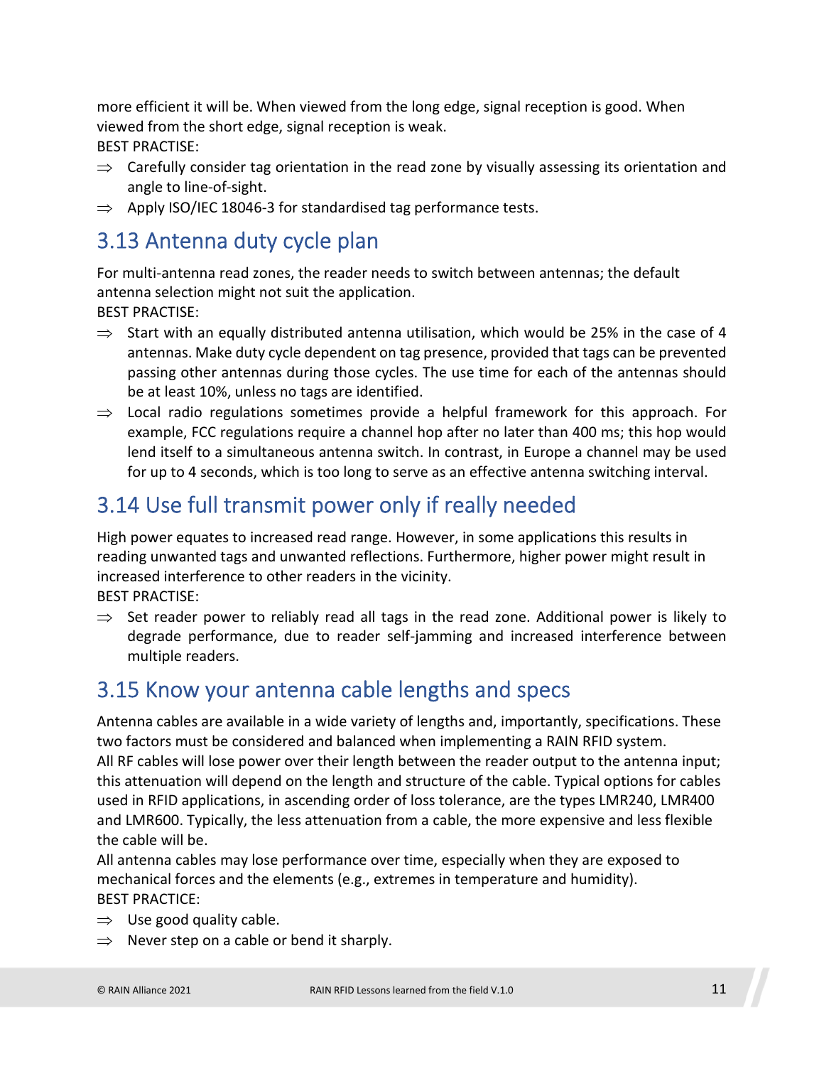more efficient it will be. When viewed from the long edge, signal reception is good. When viewed from the short edge, signal reception is weak.

BEST PRACTISE:

⇒ Carefully consider tag orientation in the read zone by visually assessing its orientation and angle to line-of-sight.

⇒ Apply ISO/IEC 18046-3 for standardised tag performance tests.

## 3.13 Antenna duty cycle plan

For multi-antenna read zones, the reader needs to switch between antennas; the default antenna selection might not suit the application.

BEST PRACTISE:

⇒ Start with an equally distributed antenna utilisation, which would be 25% in the case of 4 antennas. Make duty cycle dependent on tag presence, provided that tags can be prevented passing other antennas during those cycles. The use time for each of the antennas should be at least 10%, unless no tags are identified.

⇒ Local radio regulations sometimes provide a helpful framework for this approach. For example, FCC regulations require a channel hop after no later than 400 ms; this hop would lend itself to a simultaneous antenna switch. In contrast, in Europe a channel may be used for up to 4 seconds, which is too long to serve as an effective antenna switching interval.

## 3.14 Use full transmit power only if really needed

High power equates to increased read range. However, in some applications this results in reading unwanted tags and unwanted reflections. Furthermore, higher power might result in increased interference to other readers in the vicinity.

BEST PRACTISE:

⇒ Set reader power to reliably read all tags in the read zone. Additional power is likely to degrade performance, due to reader self-jamming and increased interference between multiple readers.

## 3.15 Know your antenna cable lengths and specs

Antenna cables are available in a wide variety of lengths and, importantly, specifications. These two factors must be considered and balanced when implementing a RAIN RFID system.

All RF cables will lose power over their length between the reader output to the antenna input; this attenuation will depend on the length and structure of the cable. Typical options for cables used in RFID applications, in ascending order of loss tolerance, are the types LMR240, LMR400 and LMR600. Typically, the less attenuation from a cable, the more expensive and less flexible the cable will be.

All antenna cables may lose performance over time, especially when they are exposed to mechanical forces and the elements (e.g., extremes in temperature and humidity).

BEST PRACTICE:

⇒ Use good quality cable.

⇒ Never step on a cable or bend it sharply.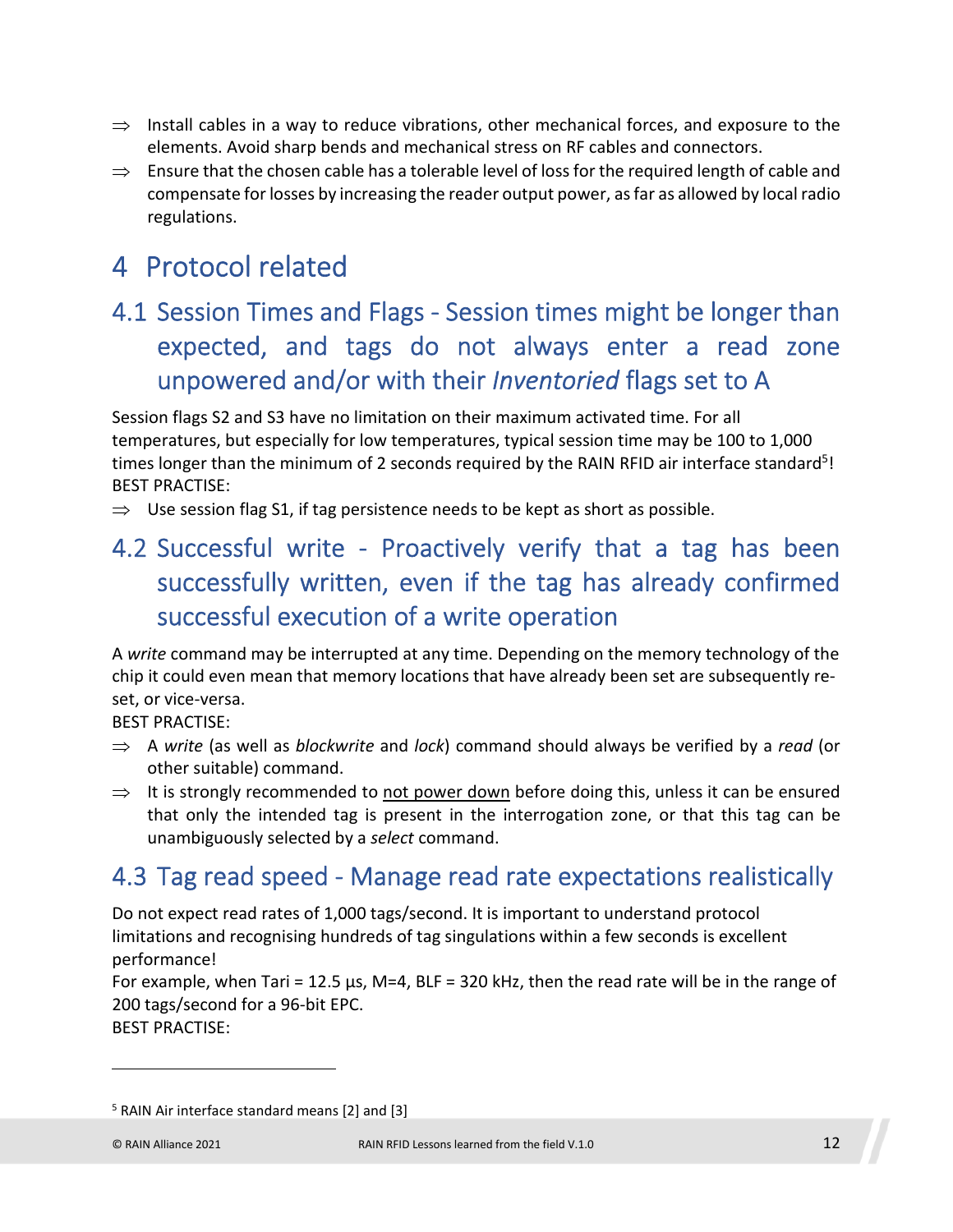- ⇒ Install cables in a way to reduce vibrations, other mechanical forces, and exposure to the elements. Avoid sharp bends and mechanical stress on RF cables and connectors.
- ⇒ Ensure that the chosen cable has a tolerable level of loss for the required length of cable and compensate for losses by increasing the reader output power, as far as allowed by local radio regulations.

# 4 Protocol related

## 4.1 Session Times and Flags - Session times might be longer than expected, and tags do not always enter a read zone unpowered and/or with their *Inventoried* flags set to A

Session flags S2 and S3 have no limitation on their maximum activated time. For all temperatures, but especially for low temperatures, typical session time may be 100 to 1,000 times longer than the minimum of 2 seconds required by the RAIN RFID air interface standard[5]!

BEST PRACTISE:

- ⇒ Use session flag S1, if tag persistence needs to be kept as short as possible.

## 4.2 Successful write - Proactively verify that a tag has been successfully written, even if the tag has already confirmed successful execution of a write operation

A *write* command may be interrupted at any time. Depending on the memory technology of the chip it could even mean that memory locations that have already been set are subsequently re-set, or vice-versa.

BEST PRACTISE:

- ⇒ A *write* (as well as *blockwrite* and *lock*) command should always be verified by a *read* (or other suitable) command.
- ⇒ It is strongly recommended to <u>not power down</u> before doing this, unless it can be ensured that only the intended tag is present in the interrogation zone, or that this tag can be unambiguously selected by a *select* command.

## 4.3 Tag read speed - Manage read rate expectations realistically

Do not expect read rates of 1,000 tags/second. It is important to understand protocol limitations and recognising hundreds of tag singulations within a few seconds is excellent performance!

For example, when Tari = 12.5 µs, M=4, BLF = 320 kHz, then the read rate will be in the range of 200 tags/second for a 96-bit EPC.

BEST PRACTISE:

---

[5] RAIN Air interface standard means [2] and [3]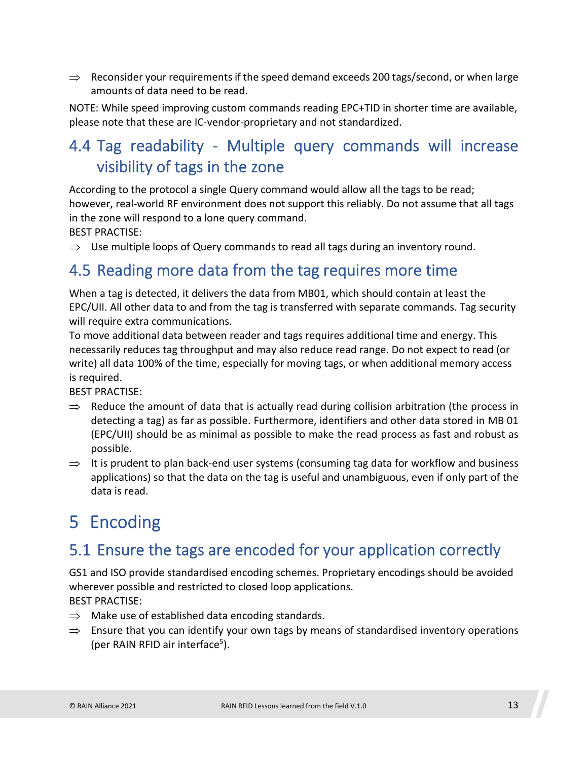⇒ Reconsider your requirements if the speed demand exceeds 200 tags/second, or when large amounts of data need to be read.

NOTE: While speed improving custom commands reading EPC+TID in shorter time are available, please note that these are IC-vendor-proprietary and not standardized.

## 4.4 Tag readability - Multiple query commands will increase visibility of tags in the zone

According to the protocol a single Query command would allow all the tags to be read; however, real-world RF environment does not support this reliably. Do not assume that all tags in the zone will respond to a lone query command.
BEST PRACTISE:

⇒ Use multiple loops of Query commands to read all tags during an inventory round.

## 4.5 Reading more data from the tag requires more time

When a tag is detected, it delivers the data from MB01, which should contain at least the EPC/UII. All other data to and from the tag is transferred with separate commands. Tag security will require extra communications.
To move additional data between reader and tags requires additional time and energy. This necessarily reduces tag throughput and may also reduce read range. Do not expect to read (or write) all data 100% of the time, especially for moving tags, or when additional memory access is required.
BEST PRACTISE:

⇒ Reduce the amount of data that is actually read during collision arbitration (the process in detecting a tag) as far as possible. Furthermore, identifiers and other data stored in MB 01 (EPC/UII) should be as minimal as possible to make the read process as fast and robust as possible.

⇒ It is prudent to plan back-end user systems (consuming tag data for workflow and business applications) so that the data on the tag is useful and unambiguous, even if only part of the data is read.

# 5 Encoding

## 5.1 Ensure the tags are encoded for your application correctly

GS1 and ISO provide standardised encoding schemes. Proprietary encodings should be avoided wherever possible and restricted to closed loop applications.
BEST PRACTISE:

⇒ Make use of established data encoding standards.

⇒ Ensure that you can identify your own tags by means of standardised inventory operations (per RAIN RFID air interface[5]).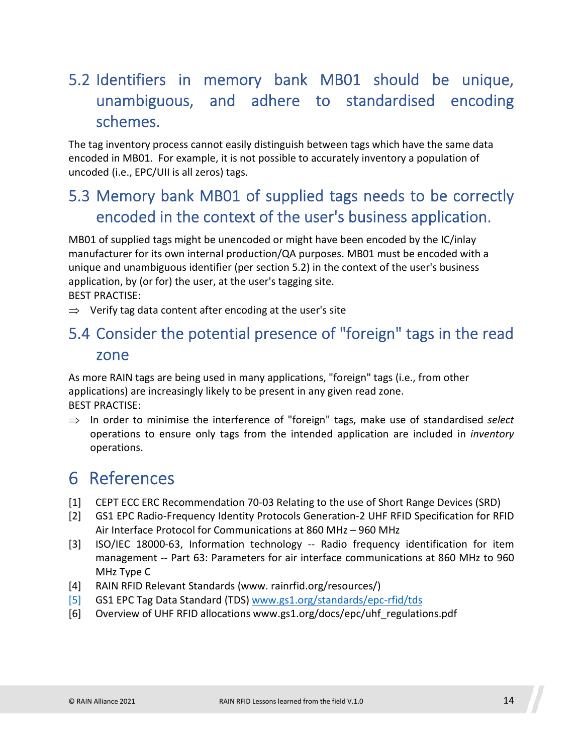## 5.2 Identifiers in memory bank MB01 should be unique, unambiguous, and adhere to standardised encoding schemes.

The tag inventory process cannot easily distinguish between tags which have the same data encoded in MB01. For example, it is not possible to accurately inventory a population of uncoded (i.e., EPC/UII is all zeros) tags.

## 5.3 Memory bank MB01 of supplied tags needs to be correctly encoded in the context of the user's business application.

MB01 of supplied tags might be unencoded or might have been encoded by the IC/inlay manufacturer for its own internal production/QA purposes. MB01 must be encoded with a unique and unambiguous identifier (per section 5.2) in the context of the user's business application, by (or for) the user, at the user's tagging site.

BEST PRACTISE:

⇒ Verify tag data content after encoding at the user's site

## 5.4 Consider the potential presence of "foreign" tags in the read zone

As more RAIN tags are being used in many applications, "foreign" tags (i.e., from other applications) are increasingly likely to be present in any given read zone.

BEST PRACTISE:

⇒ In order to minimise the interference of "foreign" tags, make use of standardised *select* operations to ensure only tags from the intended application are included in *inventory* operations.

# 6 References

[1] CEPT ECC ERC Recommendation 70-03 Relating to the use of Short Range Devices (SRD)

[2] GS1 EPC Radio-Frequency Identity Protocols Generation-2 UHF RFID Specification for RFID Air Interface Protocol for Communications at 860 MHz – 960 MHz

[3] ISO/IEC 18000-63, Information technology -- Radio frequency identification for item management -- Part 63: Parameters for air interface communications at 860 MHz to 960 MHz Type C

[4] RAIN RFID Relevant Standards (www. rainrfid.org/resources/)

[5] GS1 EPC Tag Data Standard (TDS) www.gs1.org/standards/epc-rfid/tds

[6] Overview of UHF RFID allocations www.gs1.org/docs/epc/uhf_regulations.pdf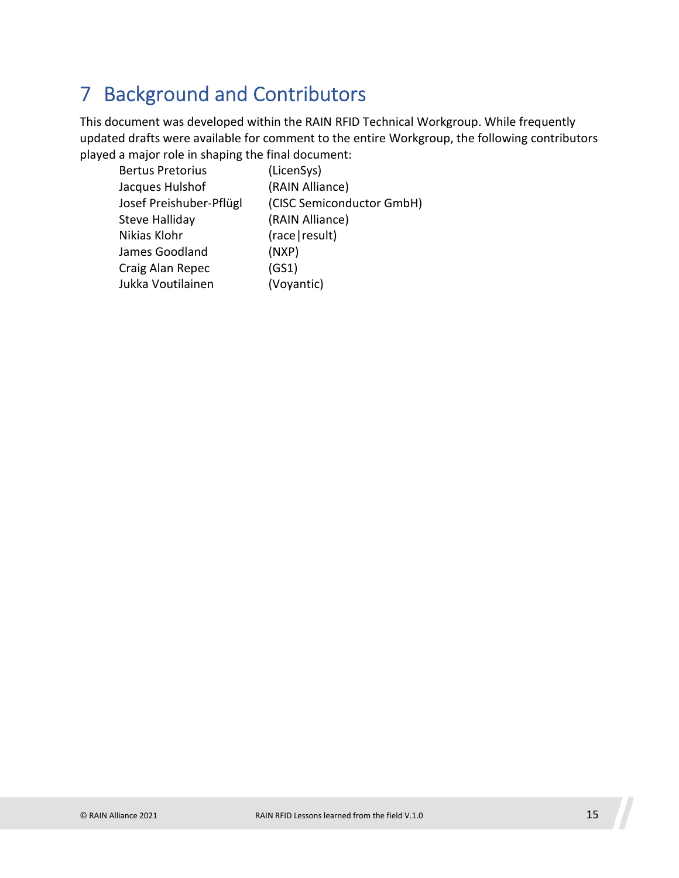# 7 Background and Contributors

This document was developed within the RAIN RFID Technical Workgroup. While frequently updated drafts were available for comment to the entire Workgroup, the following contributors played a major role in shaping the final document:

| | |
|---|---|
| Bertus Pretorius | (LicenSys) |
| Jacques Hulshof | (RAIN Alliance) |
| Josef Preishuber-Pflügl | (CISC Semiconductor GmbH) |
| Steve Halliday | (RAIN Alliance) |
| Nikias Klohr | (race\|result) |
| James Goodland | (NXP) |
| Craig Alan Repec | (GS1) |
| Jukka Voutilainen | (Voyantic) |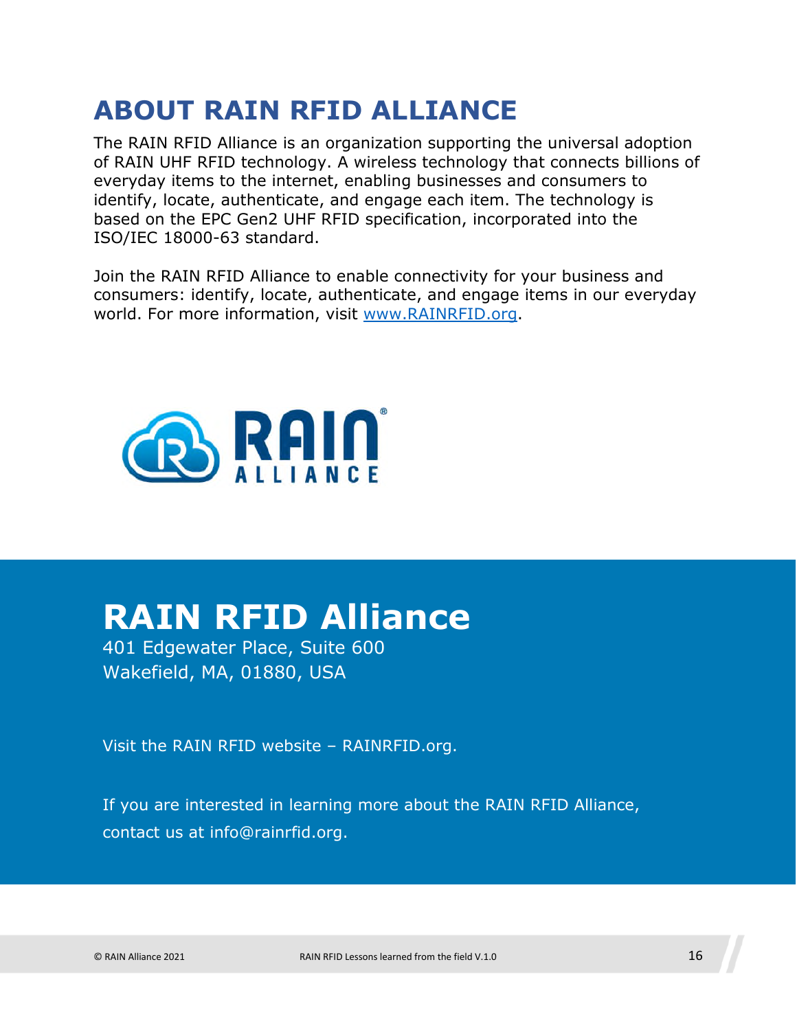# ABOUT RAIN RFID ALLIANCE

The RAIN RFID Alliance is an organization supporting the universal adoption of RAIN UHF RFID technology. A wireless technology that connects billions of everyday items to the internet, enabling businesses and consumers to identify, locate, authenticate, and engage each item. The technology is based on the EPC Gen2 UHF RFID specification, incorporated into the ISO/IEC 18000-63 standard.

Join the RAIN RFID Alliance to enable connectivity for your business and consumers: identify, locate, authenticate, and engage items in our everyday world. For more information, visit [www.RAINRFID.org](http://www.RAINRFID.org).

## RAIN RFID Alliance

401 Edgewater Place, Suite 600
Wakefield, MA, 01880, USA

Visit the RAIN RFID website – RAINRFID.org.

If you are interested in learning more about the RAIN RFID Alliance, contact us at info@rainrfid.org.